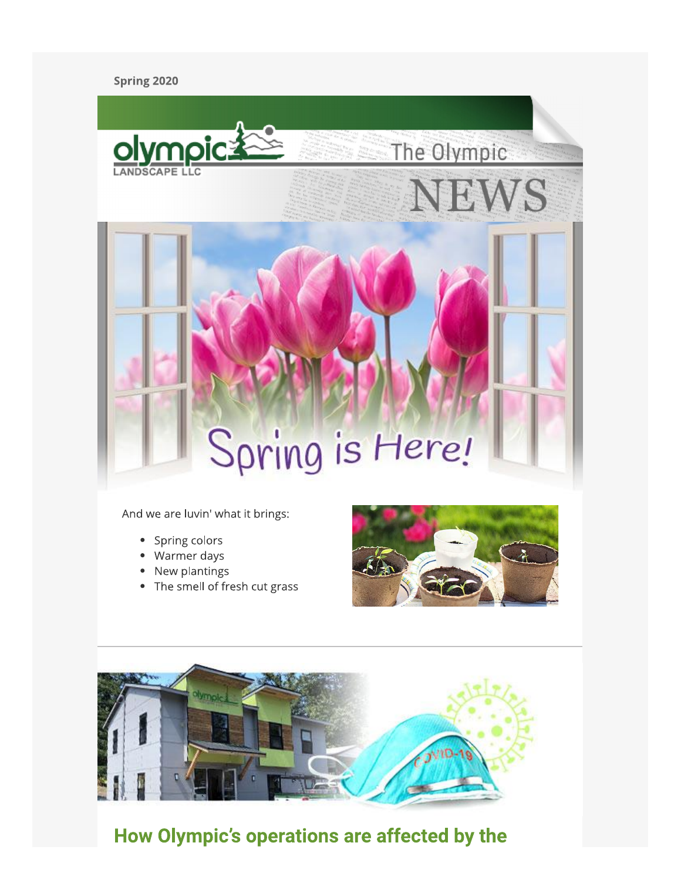Spring 2020

The Olympic NEWS

Spring is Here!

And we are luvin' what it brings:

- Spring colors
- Warmer days
- New plantings
- The smell of fresh cut grass

## How Olympic's operations are affected by the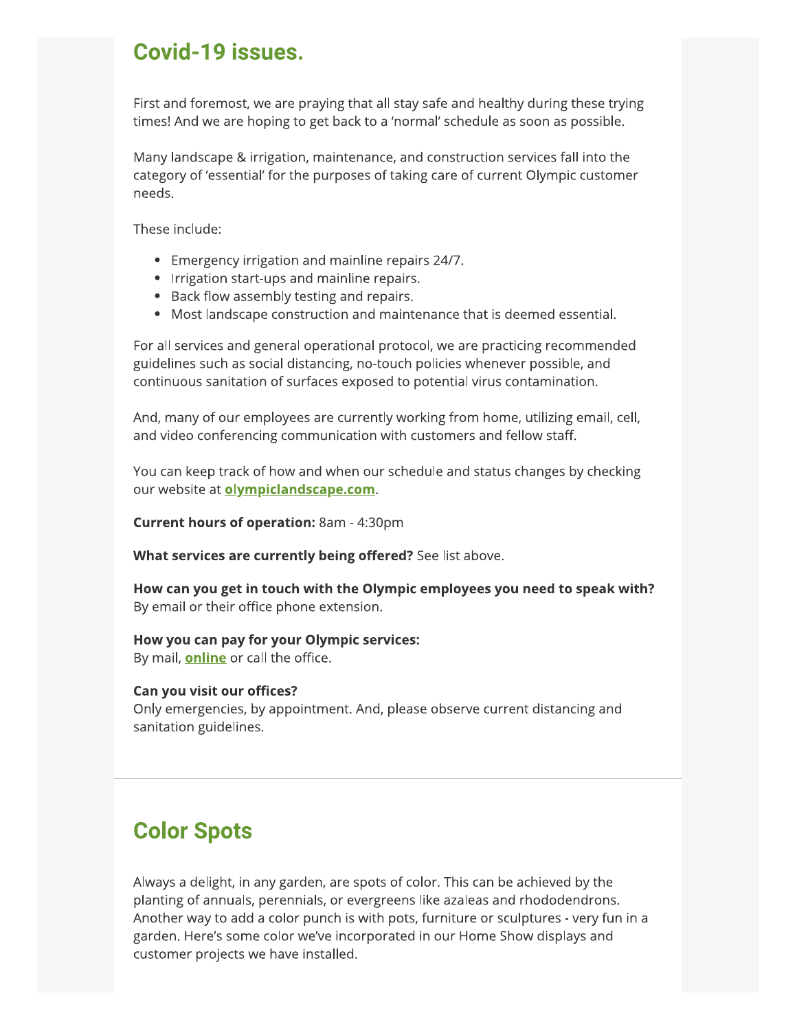## Covid-19 issues.

First and foremost, we are praying that all stay safe and healthy during these trying times! And we are hoping to get back to a 'normal' schedule as soon as possible.

Many landscape & irrigation, maintenance, and construction services fall into the category of 'essential' for the purposes of taking care of current Olympic customer needs.

These include:

- Emergency irrigation and mainline repairs 24/7.
- Irrigation start-ups and mainline repairs.
- Back flow assembly testing and repairs.
- Most landscape construction and maintenance that is deemed essential.

For all services and general operational protocol, we are practicing recommended guidelines such as social distancing, no-touch policies whenever possible, and continuous sanitation of surfaces exposed to potential virus contamination.

And, many of our employees are currently working from home, utilizing email, cell, and video conferencing communication with customers and fellow staff.

You can keep track of how and when our schedule and status changes by checking our website at **olympiclandscape.com**.

**Current hours of operation:** 8am - 4:30pm

**What services are currently being offered?** See list above.

**How can you get in touch with the Olympic employees you need to speak with?**
By email or their office phone extension.

**How you can pay for your Olympic services:**
By mail, **online** or call the office.

**Can you visit our offices?**
Only emergencies, by appointment. And, please observe current distancing and sanitation guidelines.

## Color Spots

Always a delight, in any garden, are spots of color. This can be achieved by the planting of annuals, perennials, or evergreens like azaleas and rhododendrons. Another way to add a color punch is with pots, furniture or sculptures - very fun in a garden. Here's some color we've incorporated in our Home Show displays and customer projects we have installed.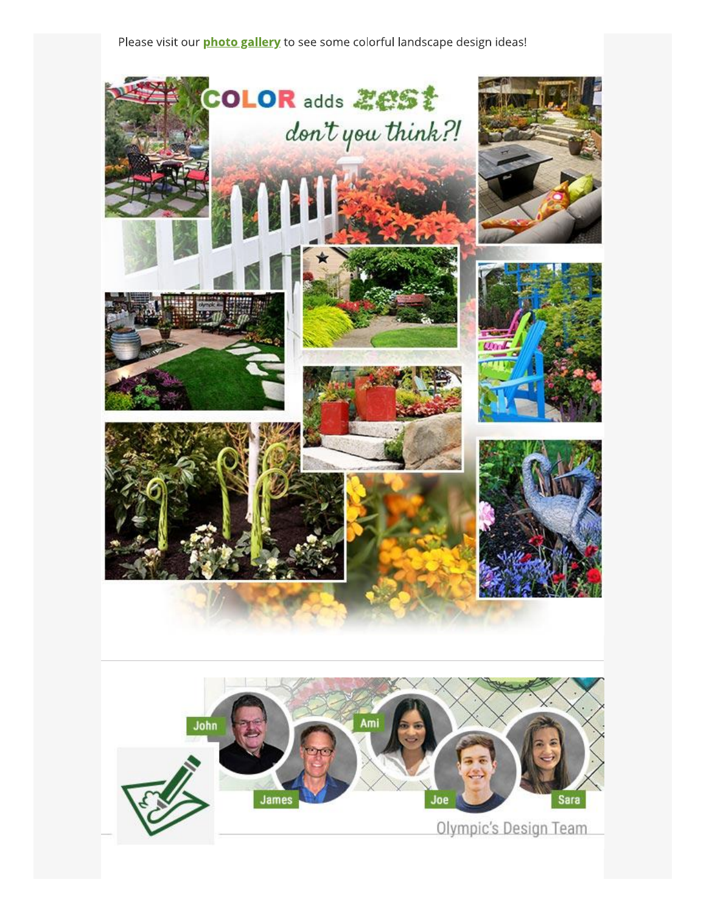Please visit our **photo gallery** to see some colorful landscape design ideas!

COLOR adds zest don't you think?!

John James Ami Joe Sara

Olympic's Design Team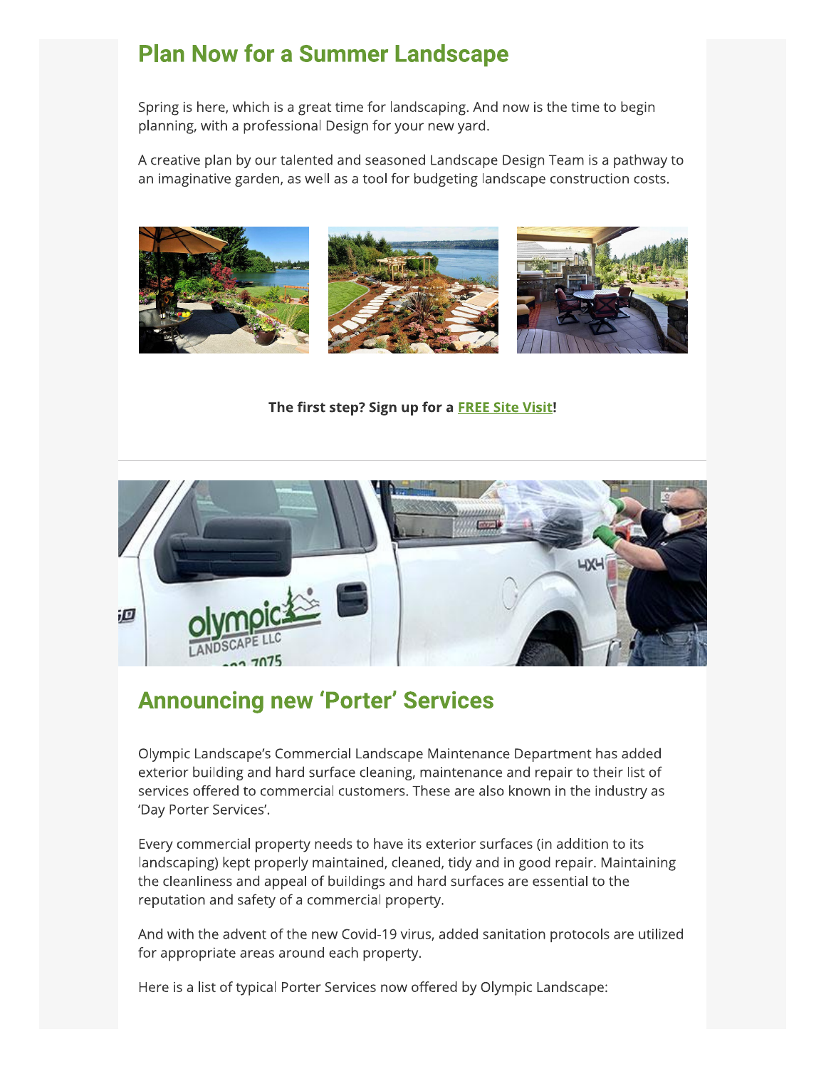## Plan Now for a Summer Landscape

Spring is here, which is a great time for landscaping. And now is the time to begin planning, with a professional Design for your new yard.

A creative plan by our talented and seasoned Landscape Design Team is a pathway to an imaginative garden, as well as a tool for budgeting landscape construction costs.

**The first step? Sign up for a FREE Site Visit!**

---

## Announcing new 'Porter' Services

Olympic Landscape's Commercial Landscape Maintenance Department has added exterior building and hard surface cleaning, maintenance and repair to their list of services offered to commercial customers. These are also known in the industry as 'Day Porter Services'.

Every commercial property needs to have its exterior surfaces (in addition to its landscaping) kept properly maintained, cleaned, tidy and in good repair. Maintaining the cleanliness and appeal of buildings and hard surfaces are essential to the reputation and safety of a commercial property.

And with the advent of the new Covid-19 virus, added sanitation protocols are utilized for appropriate areas around each property.

Here is a list of typical Porter Services now offered by Olympic Landscape: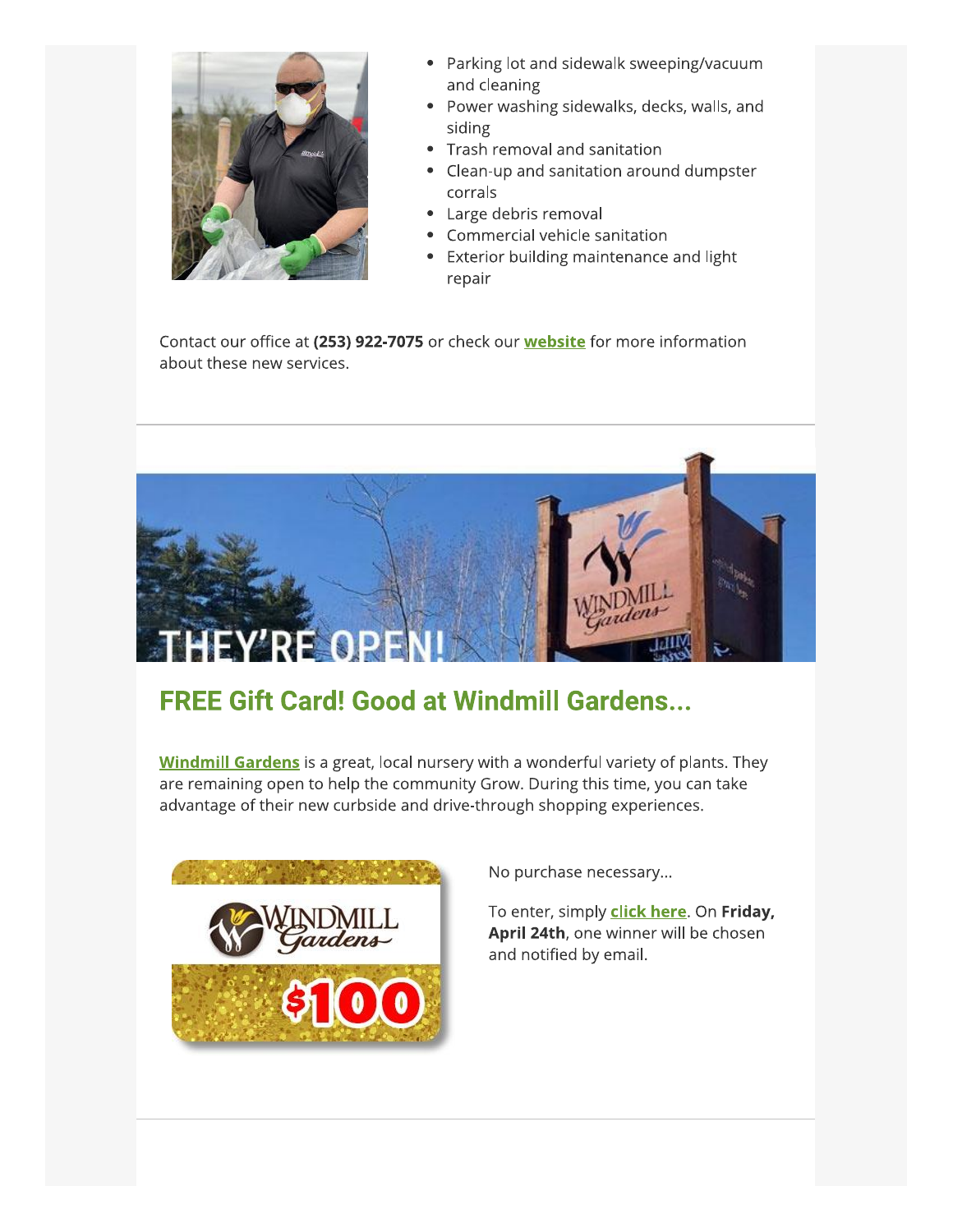- Parking lot and sidewalk sweeping/vacuum and cleaning
- Power washing sidewalks, decks, walls, and siding
- Trash removal and sanitation
- Clean-up and sanitation around dumpster corrals
- Large debris removal
- Commercial vehicle sanitation
- Exterior building maintenance and light repair

Contact our office at **(253) 922-7075** or check our **website** for more information about these new services.

---

## FREE Gift Card! Good at Windmill Gardens...

**Windmill Gardens** is a great, local nursery with a wonderful variety of plants. They are remaining open to help the community Grow. During this time, you can take advantage of their new curbside and drive-through shopping experiences.

No purchase necessary...

To enter, simply **click here**. On **Friday, April 24th**, one winner will be chosen and notified by email.

---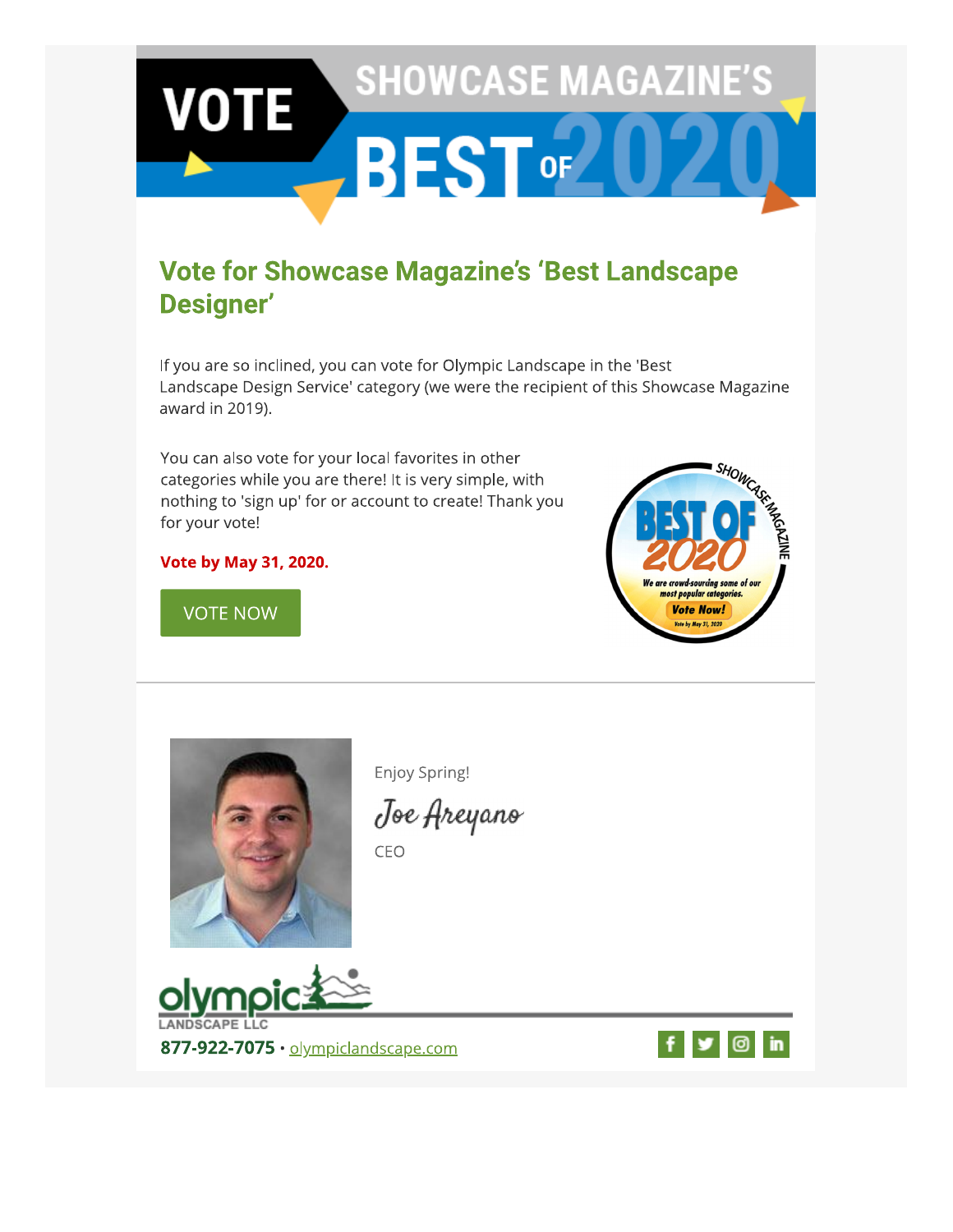VOTE SHOWCASE MAGAZINE'S BEST OF 2020

## Vote for Showcase Magazine's 'Best Landscape Designer'

If you are so inclined, you can vote for Olympic Landscape in the 'Best Landscape Design Service' category (we were the recipient of this Showcase Magazine award in 2019).

You can also vote for your local favorites in other categories while you are there! It is very simple, with nothing to 'sign up' for or account to create! Thank you for your vote!

**Vote by May 31, 2020.**

VOTE NOW

Enjoy Spring!

Joe Areyano

CEO

olympic LANDSCAPE LLC

**877-922-7075** • olympiclandscape.com